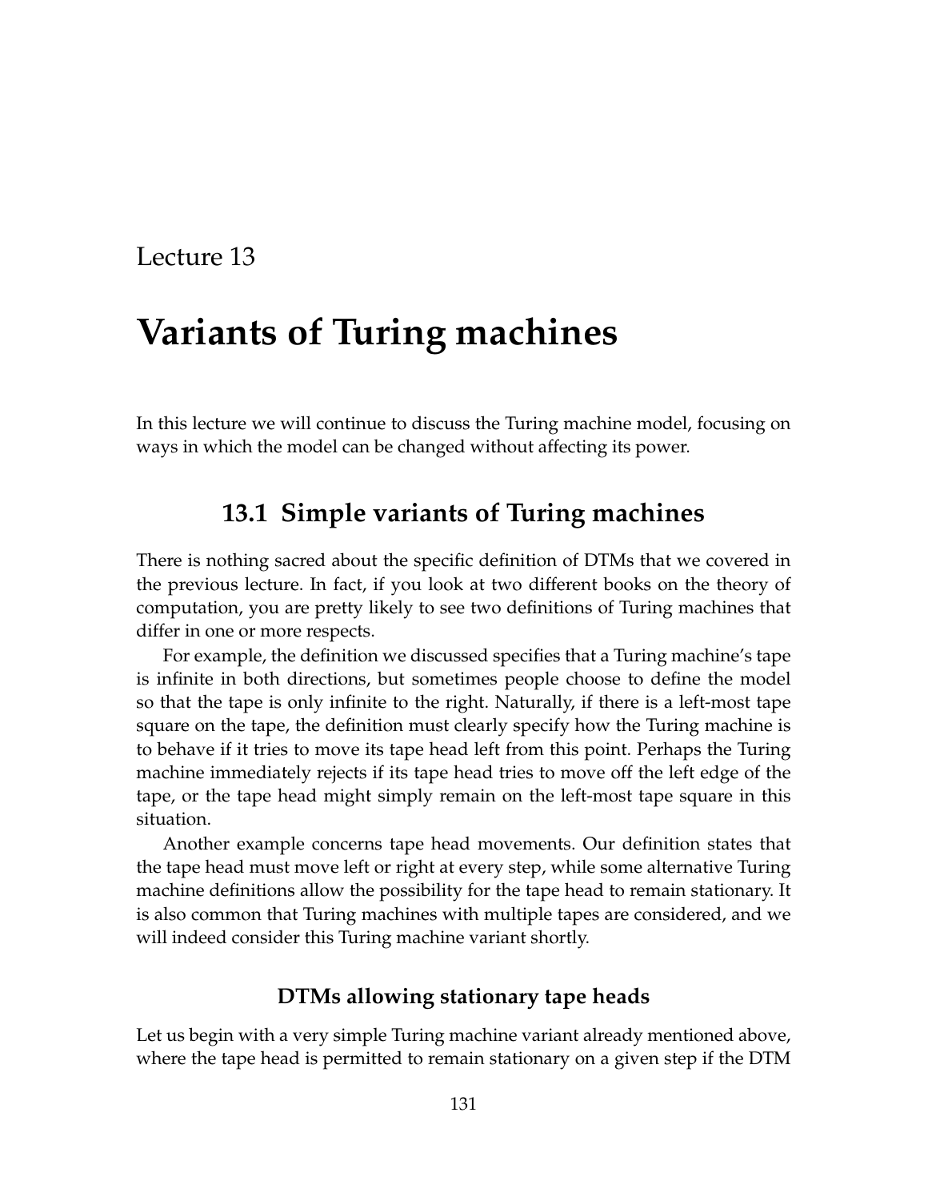Lecture 13

# Variants of Turing machines

In this lecture we will continue to discuss the Turing machine model, focusing on ways in which the model can be changed without affecting its power.

## 13.1 Simple variants of Turing machines

There is nothing sacred about the specific definition of DTMs that we covered in the previous lecture. In fact, if you look at two different books on the theory of computation, you are pretty likely to see two definitions of Turing machines that differ in one or more respects.

For example, the definition we discussed specifies that a Turing machine's tape is infinite in both directions, but sometimes people choose to define the model so that the tape is only infinite to the right. Naturally, if there is a left-most tape square on the tape, the definition must clearly specify how the Turing machine is to behave if it tries to move its tape head left from this point. Perhaps the Turing machine immediately rejects if its tape head tries to move off the left edge of the tape, or the tape head might simply remain on the left-most tape square in this situation.

Another example concerns tape head movements. Our definition states that the tape head must move left or right at every step, while some alternative Turing machine definitions allow the possibility for the tape head to remain stationary. It is also common that Turing machines with multiple tapes are considered, and we will indeed consider this Turing machine variant shortly.

### DTMs allowing stationary tape heads

Let us begin with a very simple Turing machine variant already mentioned above, where the tape head is permitted to remain stationary on a given step if the DTM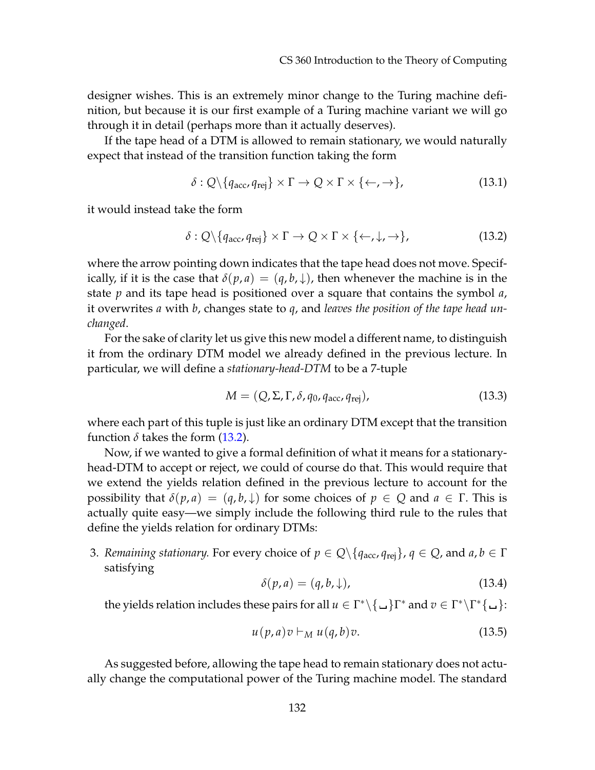designer wishes. This is an extremely minor change to the Turing machine definition, but because it is our first example of a Turing machine variant we will go through it in detail (perhaps more than it actually deserves).

If the tape head of a DTM is allowed to remain stationary, we would naturally expect that instead of the transition function taking the form

$$\delta : Q\backslash\{q_{\text{acc}}, q_{\text{rej}}\} \times \Gamma \to Q \times \Gamma \times \{\leftarrow, \rightarrow\}, \tag{13.1}$$

it would instead take the form

$$\delta : Q\backslash\{q_{\text{acc}}, q_{\text{rej}}\} \times \Gamma \to Q \times \Gamma \times \{\leftarrow, \downarrow, \rightarrow\}, \tag{13.2}$$

where the arrow pointing down indicates that the tape head does not move. Specifically, if it is the case that $\delta(p, a) = (q, b, \downarrow)$, then whenever the machine is in the state $p$ and its tape head is positioned over a square that contains the symbol $a$, it overwrites $a$ with $b$, changes state to $q$, and *leaves the position of the tape head unchanged*.

For the sake of clarity let us give this new model a different name, to distinguish it from the ordinary DTM model we already defined in the previous lecture. In particular, we will define a *stationary-head-DTM* to be a 7-tuple

$$M = (Q, \Sigma, \Gamma, \delta, q_0, q_{\text{acc}}, q_{\text{rej}}), \tag{13.3}$$

where each part of this tuple is just like an ordinary DTM except that the transition function $\delta$ takes the form (13.2).

Now, if we wanted to give a formal definition of what it means for a stationary-head-DTM to accept or reject, we could of course do that. This would require that we extend the yields relation defined in the previous lecture to account for the possibility that $\delta(p, a) = (q, b, \downarrow)$ for some choices of $p \in Q$ and $a \in \Gamma$. This is actually quite easy—we simply include the following third rule to the rules that define the yields relation for ordinary DTMs:

3. *Remaining stationary.* For every choice of $p \in Q\backslash\{q_{\text{acc}}, q_{\text{rej}}\}$, $q \in Q$, and $a, b \in \Gamma$ satisfying

$$\delta(p, a) = (q, b, \downarrow), \tag{13.4}$$

the yields relation includes these pairs for all $u \in \Gamma^*\backslash\{\sqcup\}\Gamma^*$ and $v \in \Gamma^*\backslash\Gamma^*\{\sqcup\}$:

$$u(p, a)v \vdash_M u(q, b)v. \tag{13.5}$$

As suggested before, allowing the tape head to remain stationary does not actually change the computational power of the Turing machine model. The standard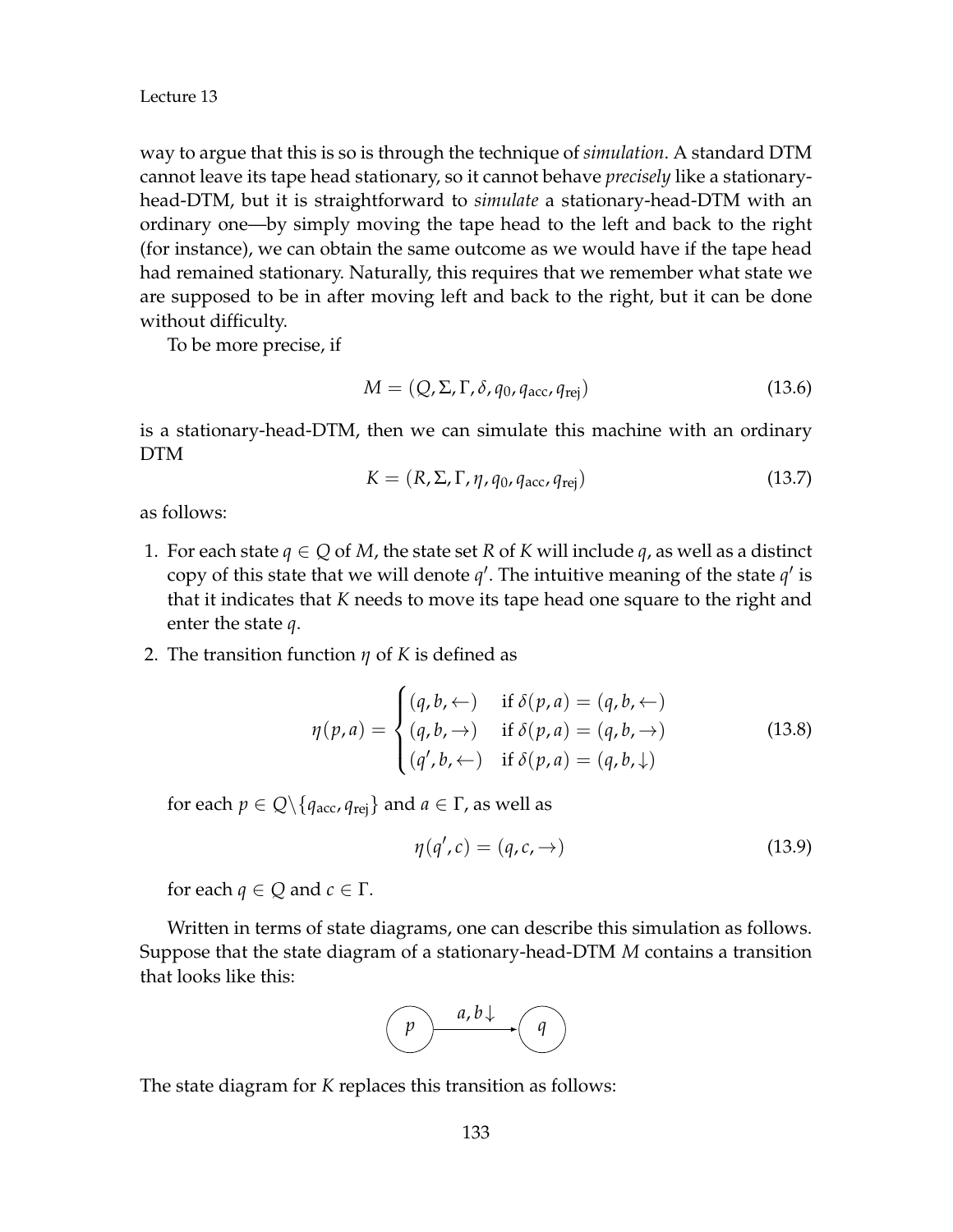way to argue that this is so is through the technique of *simulation*. A standard DTM cannot leave its tape head stationary, so it cannot behave *precisely* like a stationary-head-DTM, but it is straightforward to *simulate* a stationary-head-DTM with an ordinary one—by simply moving the tape head to the left and back to the right (for instance), we can obtain the same outcome as we would have if the tape head had remained stationary. Naturally, this requires that we remember what state we are supposed to be in after moving left and back to the right, but it can be done without difficulty.

To be more precise, if

$$M = (Q, \Sigma, \Gamma, \delta, q_0, q_{\text{acc}}, q_{\text{rej}}) \tag{13.6}$$

is a stationary-head-DTM, then we can simulate this machine with an ordinary DTM

$$K = (R, \Sigma, \Gamma, \eta, q_0, q_{\text{acc}}, q_{\text{rej}}) \tag{13.7}$$

as follows:

1. For each state $q \in Q$ of $M$, the state set $R$ of $K$ will include $q$, as well as a distinct copy of this state that we will denote $q'$. The intuitive meaning of the state $q'$ is that it indicates that $K$ needs to move its tape head one square to the right and enter the state $q$.
2. The transition function $\eta$ of $K$ is defined as

$$\eta(p, a) = \begin{cases} (q, b, \leftarrow) & \text{if } \delta(p, a) = (q, b, \leftarrow) \\ (q, b, \rightarrow) & \text{if } \delta(p, a) = (q, b, \rightarrow) \\ (q', b, \leftarrow) & \text{if } \delta(p, a) = (q, b, \downarrow) \end{cases} \tag{13.8}$$

   for each $p \in Q \backslash \{q_{\text{acc}}, q_{\text{rej}}\}$ and $a \in \Gamma$, as well as

$$\eta(q', c) = (q, c, \rightarrow) \tag{13.9}$$

   for each $q \in Q$ and $c \in \Gamma$.

Written in terms of state diagrams, one can describe this simulation as follows. Suppose that the state diagram of a stationary-head-DTM $M$ contains a transition that looks like this:

$$p \xrightarrow{\;a, b\downarrow\;} q$$

The state diagram for $K$ replaces this transition as follows: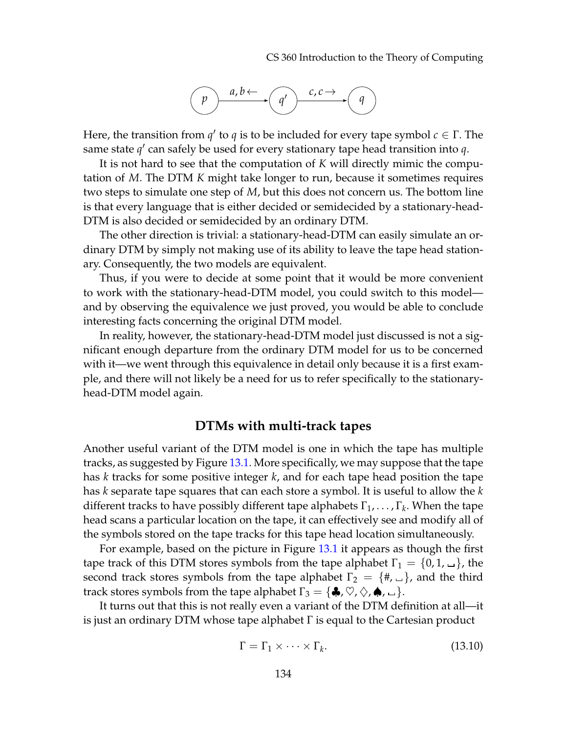$$p \xrightarrow{a, b \leftarrow} q' \xrightarrow{c, c \rightarrow} q$$

Here, the transition from $q'$ to $q$ is to be included for every tape symbol $c \in \Gamma$. The same state $q'$ can safely be used for every stationary tape head transition into $q$.

It is not hard to see that the computation of $K$ will directly mimic the computation of $M$. The DTM $K$ might take longer to run, because it sometimes requires two steps to simulate one step of $M$, but this does not concern us. The bottom line is that every language that is either decided or semidecided by a stationary-head-DTM is also decided or semidecided by an ordinary DTM.

The other direction is trivial: a stationary-head-DTM can easily simulate an ordinary DTM by simply not making use of its ability to leave the tape head stationary. Consequently, the two models are equivalent.

Thus, if you were to decide at some point that it would be more convenient to work with the stationary-head-DTM model, you could switch to this model—and by observing the equivalence we just proved, you would be able to conclude interesting facts concerning the original DTM model.

In reality, however, the stationary-head-DTM model just discussed is not a significant enough departure from the ordinary DTM model for us to be concerned with it—we went through this equivalence in detail only because it is a first example, and there will not likely be a need for us to refer specifically to the stationary-head-DTM model again.

## DTMs with multi-track tapes

Another useful variant of the DTM model is one in which the tape has multiple tracks, as suggested by Figure 13.1. More specifically, we may suppose that the tape has $k$ tracks for some positive integer $k$, and for each tape head position the tape has $k$ separate tape squares that can each store a symbol. It is useful to allow the $k$ different tracks to have possibly different tape alphabets $\Gamma_1, \ldots, \Gamma_k$. When the tape head scans a particular location on the tape, it can effectively see and modify all of the symbols stored on the tape tracks for this tape head location simultaneously.

For example, based on the picture in Figure 13.1 it appears as though the first tape track of this DTM stores symbols from the tape alphabet $\Gamma_1 = \{0, 1, \sqcup\}$, the second track stores symbols from the tape alphabet $\Gamma_2 = \{\#, \sqcup\}$, and the third track stores symbols from the tape alphabet $\Gamma_3 = \{\clubsuit, \heartsuit, \diamondsuit, \spadesuit, \sqcup\}$.

It turns out that this is not really even a variant of the DTM definition at all—it is just an ordinary DTM whose tape alphabet $\Gamma$ is equal to the Cartesian product

$$\Gamma = \Gamma_1 \times \cdots \times \Gamma_k. \tag{13.10}$$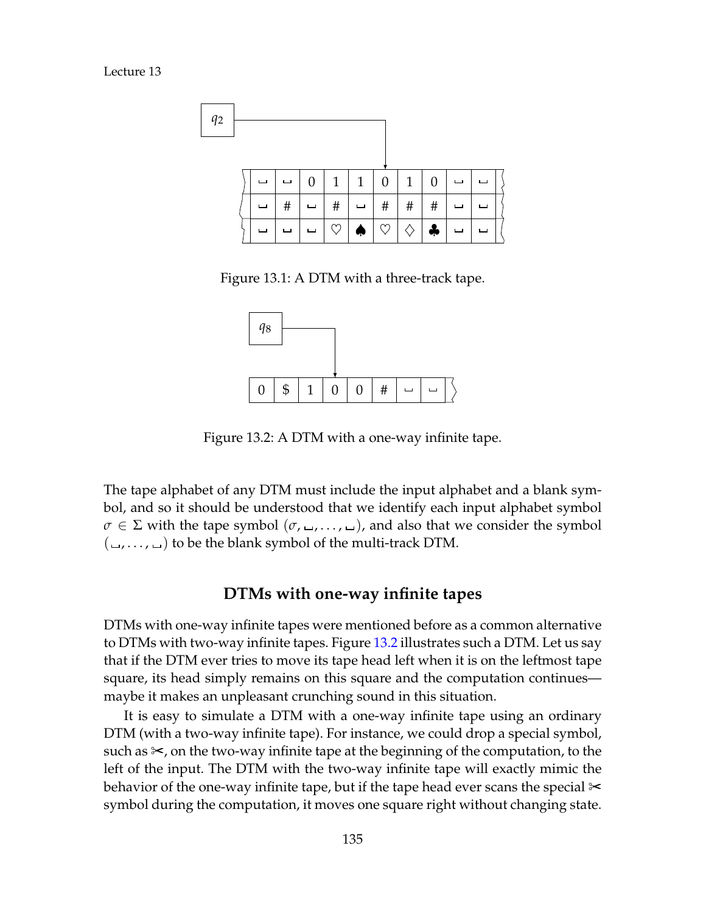Figure 13.1: A DTM with a three-track tape.

Figure 13.2: A DTM with a one-way infinite tape.

The tape alphabet of any DTM must include the input alphabet and a blank symbol, and so it should be understood that we identify each input alphabet symbol $\sigma \in \Sigma$ with the tape symbol $(\sigma, \sqcup, \ldots, \sqcup)$, and also that we consider the symbol $(\sqcup, \ldots, \sqcup)$ to be the blank symbol of the multi-track DTM.

## DTMs with one-way infinite tapes

DTMs with one-way infinite tapes were mentioned before as a common alternative to DTMs with two-way infinite tapes. Figure 13.2 illustrates such a DTM. Let us say that if the DTM ever tries to move its tape head left when it is on the leftmost tape square, its head simply remains on this square and the computation continues—maybe it makes an unpleasant crunching sound in this situation.

It is easy to simulate a DTM with a one-way infinite tape using an ordinary DTM (with a two-way infinite tape). For instance, we could drop a special symbol, such as ✂, on the two-way infinite tape at the beginning of the computation, to the left of the input. The DTM with the two-way infinite tape will exactly mimic the behavior of the one-way infinite tape, but if the tape head ever scans the special ✂ symbol during the computation, it moves one square right without changing state.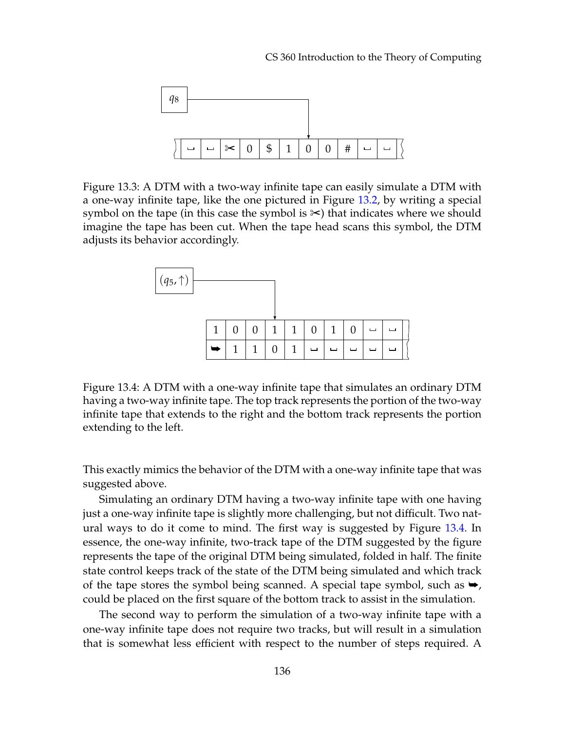Figure 13.3: A DTM with a two-way infinite tape can easily simulate a DTM with a one-way infinite tape, like the one pictured in Figure 13.2, by writing a special symbol on the tape (in this case the symbol is ✂) that indicates where we should imagine the tape has been cut. When the tape head scans this symbol, the DTM adjusts its behavior accordingly.

Figure 13.4: A DTM with a one-way infinite tape that simulates an ordinary DTM having a two-way infinite tape. The top track represents the portion of the two-way infinite tape that extends to the right and the bottom track represents the portion extending to the left.

This exactly mimics the behavior of the DTM with a one-way infinite tape that was suggested above.

Simulating an ordinary DTM having a two-way infinite tape with one having just a one-way infinite tape is slightly more challenging, but not difficult. Two natural ways to do it come to mind. The first way is suggested by Figure 13.4. In essence, the one-way infinite, two-track tape of the DTM suggested by the figure represents the tape of the original DTM being simulated, folded in half. The finite state control keeps track of the state of the DTM being simulated and which track of the tape stores the symbol being scanned. A special tape symbol, such as ➥, could be placed on the first square of the bottom track to assist in the simulation.

The second way to perform the simulation of a two-way infinite tape with a one-way infinite tape does not require two tracks, but will result in a simulation that is somewhat less efficient with respect to the number of steps required. A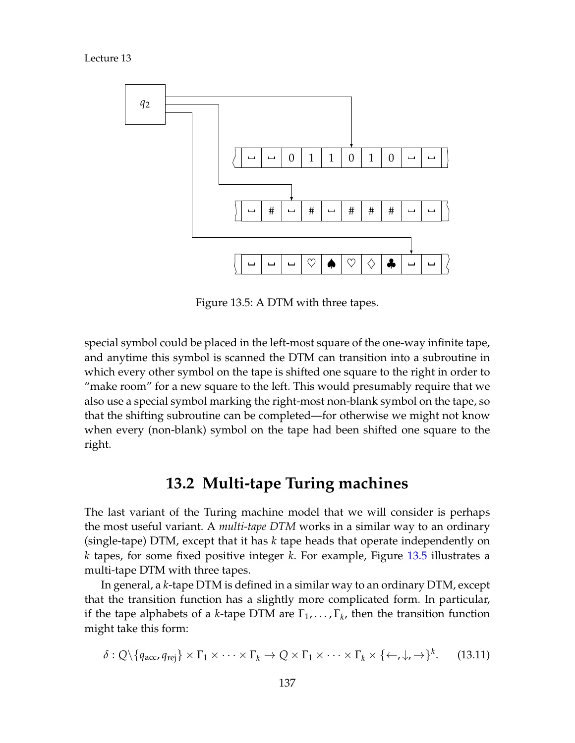Figure 13.5: A DTM with three tapes.

special symbol could be placed in the left-most square of the one-way infinite tape, and anytime this symbol is scanned the DTM can transition into a subroutine in which every other symbol on the tape is shifted one square to the right in order to "make room" for a new square to the left. This would presumably require that we also use a special symbol marking the right-most non-blank symbol on the tape, so that the shifting subroutine can be completed—for otherwise we might not know when every (non-blank) symbol on the tape had been shifted one square to the right.

## 13.2 Multi-tape Turing machines

The last variant of the Turing machine model that we will consider is perhaps the most useful variant. A *multi-tape DTM* works in a similar way to an ordinary (single-tape) DTM, except that it has $k$ tape heads that operate independently on $k$ tapes, for some fixed positive integer $k$. For example, Figure 13.5 illustrates a multi-tape DTM with three tapes.

In general, a $k$-tape DTM is defined in a similar way to an ordinary DTM, except that the transition function has a slightly more complicated form. In particular, if the tape alphabets of a $k$-tape DTM are $\Gamma_1, \ldots, \Gamma_k$, then the transition function might take this form:

$$\delta : Q \backslash \{q_{\text{acc}}, q_{\text{rej}}\} \times \Gamma_1 \times \cdots \times \Gamma_k \to Q \times \Gamma_1 \times \cdots \times \Gamma_k \times \{\leftarrow, \downarrow, \rightarrow\}^k. \tag{13.11}$$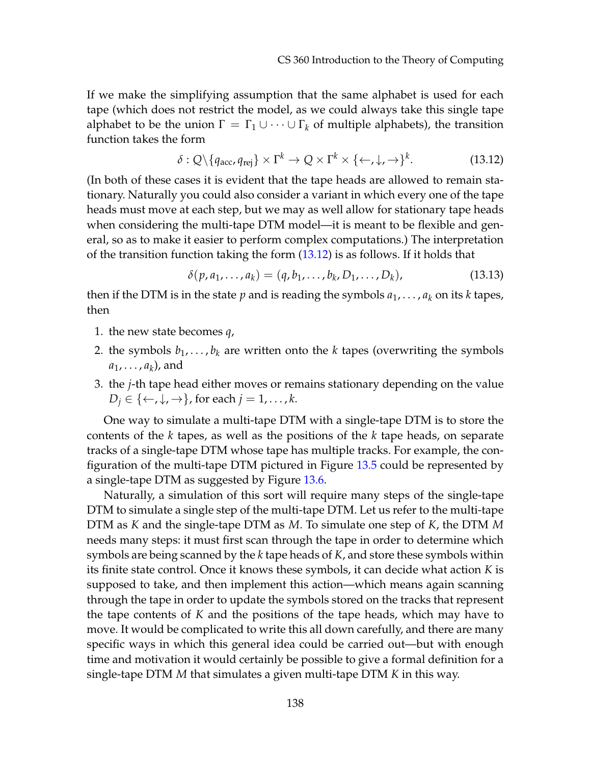If we make the simplifying assumption that the same alphabet is used for each tape (which does not restrict the model, as we could always take this single tape alphabet to be the union $\Gamma = \Gamma_1 \cup \cdots \cup \Gamma_k$ of multiple alphabets), the transition function takes the form

$$\delta : Q \backslash \{q_{\text{acc}}, q_{\text{rej}}\} \times \Gamma^k \rightarrow Q \times \Gamma^k \times \{\leftarrow, \downarrow, \rightarrow\}^k. \tag{13.12}$$

(In both of these cases it is evident that the tape heads are allowed to remain stationary. Naturally you could also consider a variant in which every one of the tape heads must move at each step, but we may as well allow for stationary tape heads when considering the multi-tape DTM model—it is meant to be flexible and general, so as to make it easier to perform complex computations.) The interpretation of the transition function taking the form (13.12) is as follows. If it holds that

$$\delta(p, a_1, \ldots, a_k) = (q, b_1, \ldots, b_k, D_1, \ldots, D_k), \tag{13.13}$$

then if the DTM is in the state $p$ and is reading the symbols $a_1, \ldots, a_k$ on its $k$ tapes, then

1. the new state becomes $q$,
2. the symbols $b_1, \ldots, b_k$ are written onto the $k$ tapes (overwriting the symbols $a_1, \ldots, a_k$), and
3. the $j$-th tape head either moves or remains stationary depending on the value $D_j \in \{\leftarrow, \downarrow, \rightarrow\}$, for each $j = 1, \ldots, k$.

One way to simulate a multi-tape DTM with a single-tape DTM is to store the contents of the $k$ tapes, as well as the positions of the $k$ tape heads, on separate tracks of a single-tape DTM whose tape has multiple tracks. For example, the configuration of the multi-tape DTM pictured in Figure 13.5 could be represented by a single-tape DTM as suggested by Figure 13.6.

Naturally, a simulation of this sort will require many steps of the single-tape DTM to simulate a single step of the multi-tape DTM. Let us refer to the multi-tape DTM as $K$ and the single-tape DTM as $M$. To simulate one step of $K$, the DTM $M$ needs many steps: it must first scan through the tape in order to determine which symbols are being scanned by the $k$ tape heads of $K$, and store these symbols within its finite state control. Once it knows these symbols, it can decide what action $K$ is supposed to take, and then implement this action—which means again scanning through the tape in order to update the symbols stored on the tracks that represent the tape contents of $K$ and the positions of the tape heads, which may have to move. It would be complicated to write this all down carefully, and there are many specific ways in which this general idea could be carried out—but with enough time and motivation it would certainly be possible to give a formal definition for a single-tape DTM $M$ that simulates a given multi-tape DTM $K$ in this way.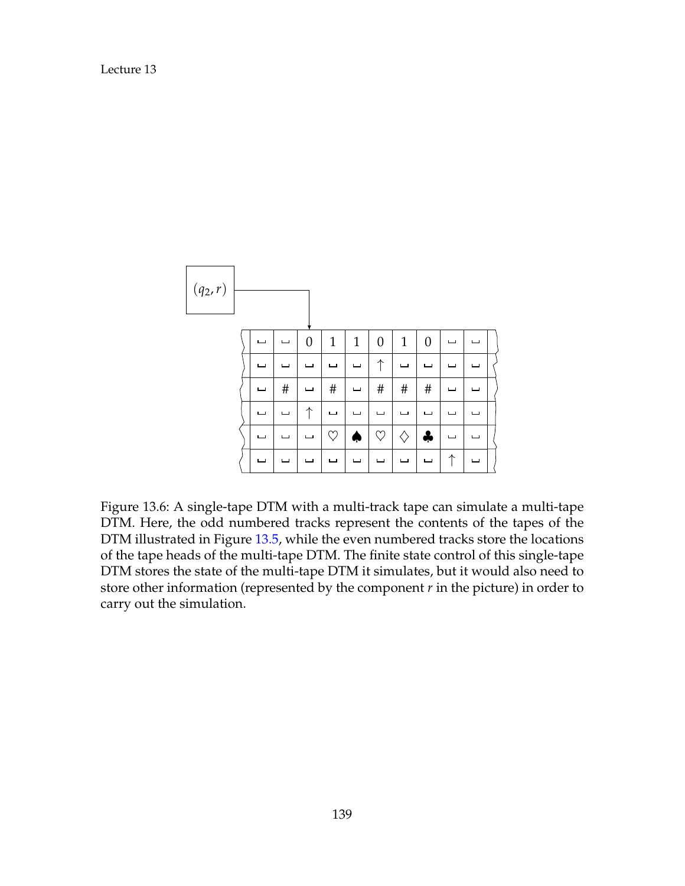$(q_2, r)$

| | | | | | | | | | |
|---|---|---|---|---|---|---|---|---|---|
| ␣ | ␣ | 0 | 1 | 1 | 0 | 1 | 0 | ␣ | ␣ |
| ␣ | ␣ | ␣ | ␣ | ␣ | ↑ | ␣ | ␣ | ␣ | ␣ |
| ␣ | # | ␣ | # | ␣ | # | # | # | ␣ | ␣ |
| ␣ | ␣ | ↑ | ␣ | ␣ | ␣ | ␣ | ␣ | ␣ | ␣ |
| ␣ | ␣ | ␣ | ♡ | ♠ | ♡ | ♢ | ♣ | ␣ | ␣ |
| ␣ | ␣ | ␣ | ␣ | ␣ | ␣ | ␣ | ␣ | ↑ | ␣ |

Figure 13.6: A single-tape DTM with a multi-track tape can simulate a multi-tape DTM. Here, the odd numbered tracks represent the contents of the tapes of the DTM illustrated in Figure 13.5, while the even numbered tracks store the locations of the tape heads of the multi-tape DTM. The finite state control of this single-tape DTM stores the state of the multi-tape DTM it simulates, but it would also need to store other information (represented by the component $r$ in the picture) in order to carry out the simulation.